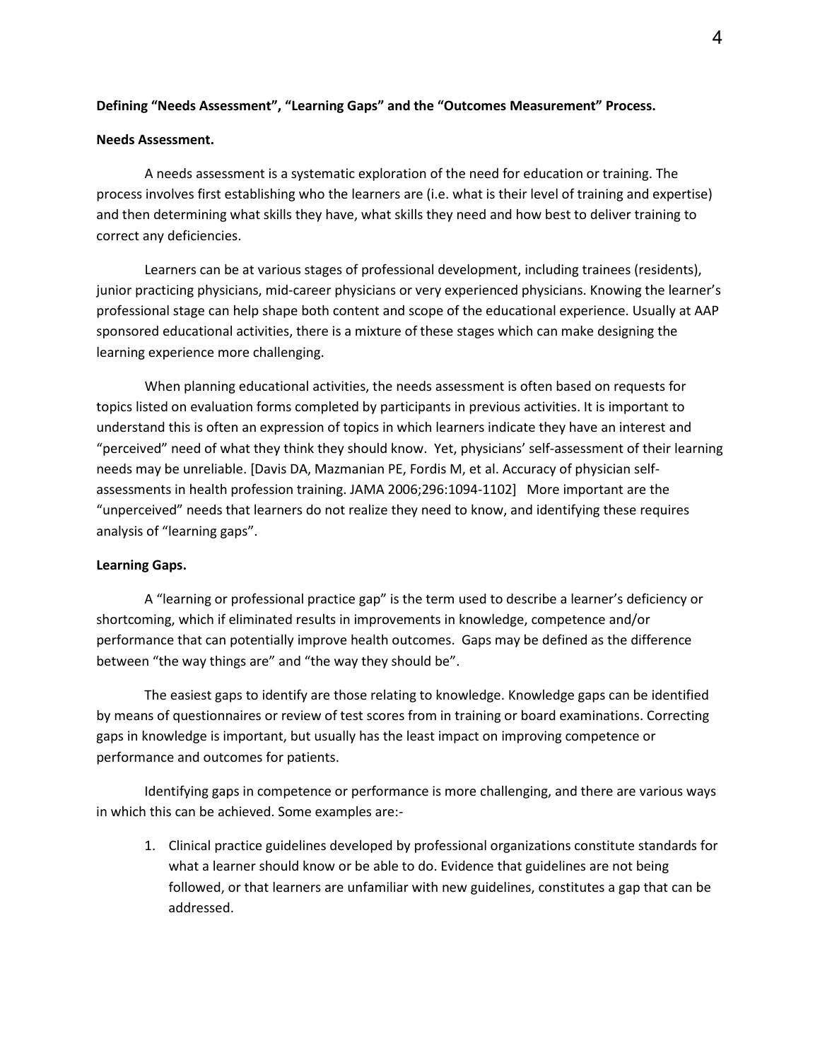**Defining "Needs Assessment", "Learning Gaps" and the "Outcomes Measurement" Process.**

**Needs Assessment.**

A needs assessment is a systematic exploration of the need for education or training. The process involves first establishing who the learners are (i.e. what is their level of training and expertise) and then determining what skills they have, what skills they need and how best to deliver training to correct any deficiencies.

Learners can be at various stages of professional development, including trainees (residents), junior practicing physicians, mid-career physicians or very experienced physicians. Knowing the learner's professional stage can help shape both content and scope of the educational experience. Usually at AAP sponsored educational activities, there is a mixture of these stages which can make designing the learning experience more challenging.

When planning educational activities, the needs assessment is often based on requests for topics listed on evaluation forms completed by participants in previous activities. It is important to understand this is often an expression of topics in which learners indicate they have an interest and "perceived" need of what they think they should know. Yet, physicians' self-assessment of their learning needs may be unreliable. [Davis DA, Mazmanian PE, Fordis M, et al. Accuracy of physician self-assessments in health profession training. JAMA 2006;296:1094-1102] More important are the "unperceived" needs that learners do not realize they need to know, and identifying these requires analysis of "learning gaps".

**Learning Gaps.**

A "learning or professional practice gap" is the term used to describe a learner's deficiency or shortcoming, which if eliminated results in improvements in knowledge, competence and/or performance that can potentially improve health outcomes. Gaps may be defined as the difference between "the way things are" and "the way they should be".

The easiest gaps to identify are those relating to knowledge. Knowledge gaps can be identified by means of questionnaires or review of test scores from in training or board examinations. Correcting gaps in knowledge is important, but usually has the least impact on improving competence or performance and outcomes for patients.

Identifying gaps in competence or performance is more challenging, and there are various ways in which this can be achieved. Some examples are:-

1. Clinical practice guidelines developed by professional organizations constitute standards for what a learner should know or be able to do. Evidence that guidelines are not being followed, or that learners are unfamiliar with new guidelines, constitutes a gap that can be addressed.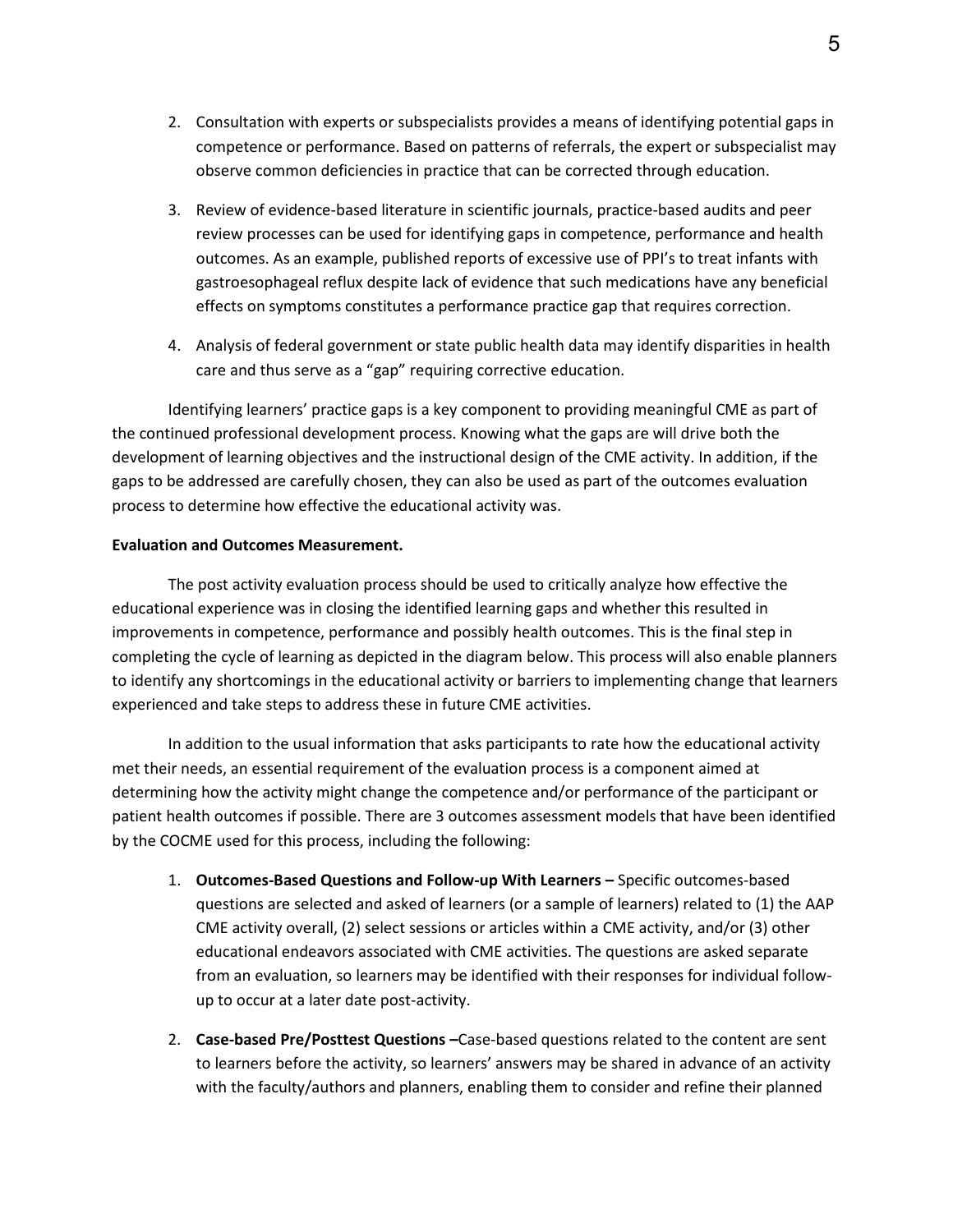2. Consultation with experts or subspecialists provides a means of identifying potential gaps in competence or performance. Based on patterns of referrals, the expert or subspecialist may observe common deficiencies in practice that can be corrected through education.

3. Review of evidence-based literature in scientific journals, practice-based audits and peer review processes can be used for identifying gaps in competence, performance and health outcomes. As an example, published reports of excessive use of PPI's to treat infants with gastroesophageal reflux despite lack of evidence that such medications have any beneficial effects on symptoms constitutes a performance practice gap that requires correction.

4. Analysis of federal government or state public health data may identify disparities in health care and thus serve as a "gap" requiring corrective education.

Identifying learners' practice gaps is a key component to providing meaningful CME as part of the continued professional development process. Knowing what the gaps are will drive both the development of learning objectives and the instructional design of the CME activity. In addition, if the gaps to be addressed are carefully chosen, they can also be used as part of the outcomes evaluation process to determine how effective the educational activity was.

**Evaluation and Outcomes Measurement.**

The post activity evaluation process should be used to critically analyze how effective the educational experience was in closing the identified learning gaps and whether this resulted in improvements in competence, performance and possibly health outcomes. This is the final step in completing the cycle of learning as depicted in the diagram below. This process will also enable planners to identify any shortcomings in the educational activity or barriers to implementing change that learners experienced and take steps to address these in future CME activities.

In addition to the usual information that asks participants to rate how the educational activity met their needs, an essential requirement of the evaluation process is a component aimed at determining how the activity might change the competence and/or performance of the participant or patient health outcomes if possible. There are 3 outcomes assessment models that have been identified by the COCME used for this process, including the following:

1. **Outcomes-Based Questions and Follow-up With Learners –** Specific outcomes-based questions are selected and asked of learners (or a sample of learners) related to (1) the AAP CME activity overall, (2) select sessions or articles within a CME activity, and/or (3) other educational endeavors associated with CME activities. The questions are asked separate from an evaluation, so learners may be identified with their responses for individual follow-up to occur at a later date post-activity.

2. **Case-based Pre/Posttest Questions –**Case-based questions related to the content are sent to learners before the activity, so learners' answers may be shared in advance of an activity with the faculty/authors and planners, enabling them to consider and refine their planned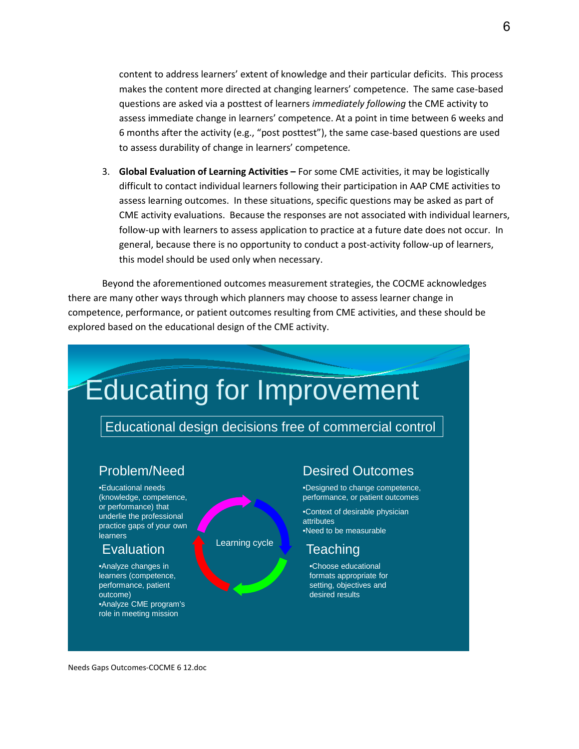content to address learners' extent of knowledge and their particular deficits. This process makes the content more directed at changing learners' competence. The same case-based questions are asked via a posttest of learners *immediately following* the CME activity to assess immediate change in learners' competence. At a point in time between 6 weeks and 6 months after the activity (e.g., "post posttest"), the same case-based questions are used to assess durability of change in learners' competence.

3. **Global Evaluation of Learning Activities –** For some CME activities, it may be logistically difficult to contact individual learners following their participation in AAP CME activities to assess learning outcomes. In these situations, specific questions may be asked as part of CME activity evaluations. Because the responses are not associated with individual learners, follow-up with learners to assess application to practice at a future date does not occur. In general, because there is no opportunity to conduct a post-activity follow-up of learners, this model should be used only when necessary.

Beyond the aforementioned outcomes measurement strategies, the COCME acknowledges there are many other ways through which planners may choose to assess learner change in competence, performance, or patient outcomes resulting from CME activities, and these should be explored based on the educational design of the CME activity.

# Educating for Improvement

Educational design decisions free of commercial control

## Problem/Need

- Educational needs (knowledge, competence, or performance) that underlie the professional practice gaps of your own learners

## Desired Outcomes

- Designed to change competence, performance, or patient outcomes
- Context of desirable physician attributes
- Need to be measurable

Learning cycle

## Teaching

- Choose educational formats appropriate for setting, objectives and desired results

## Evaluation

- Analyze changes in learners (competence, performance, patient outcome)
- Analyze CME program's role in meeting mission

Needs Gaps Outcomes-COCME 6 12.doc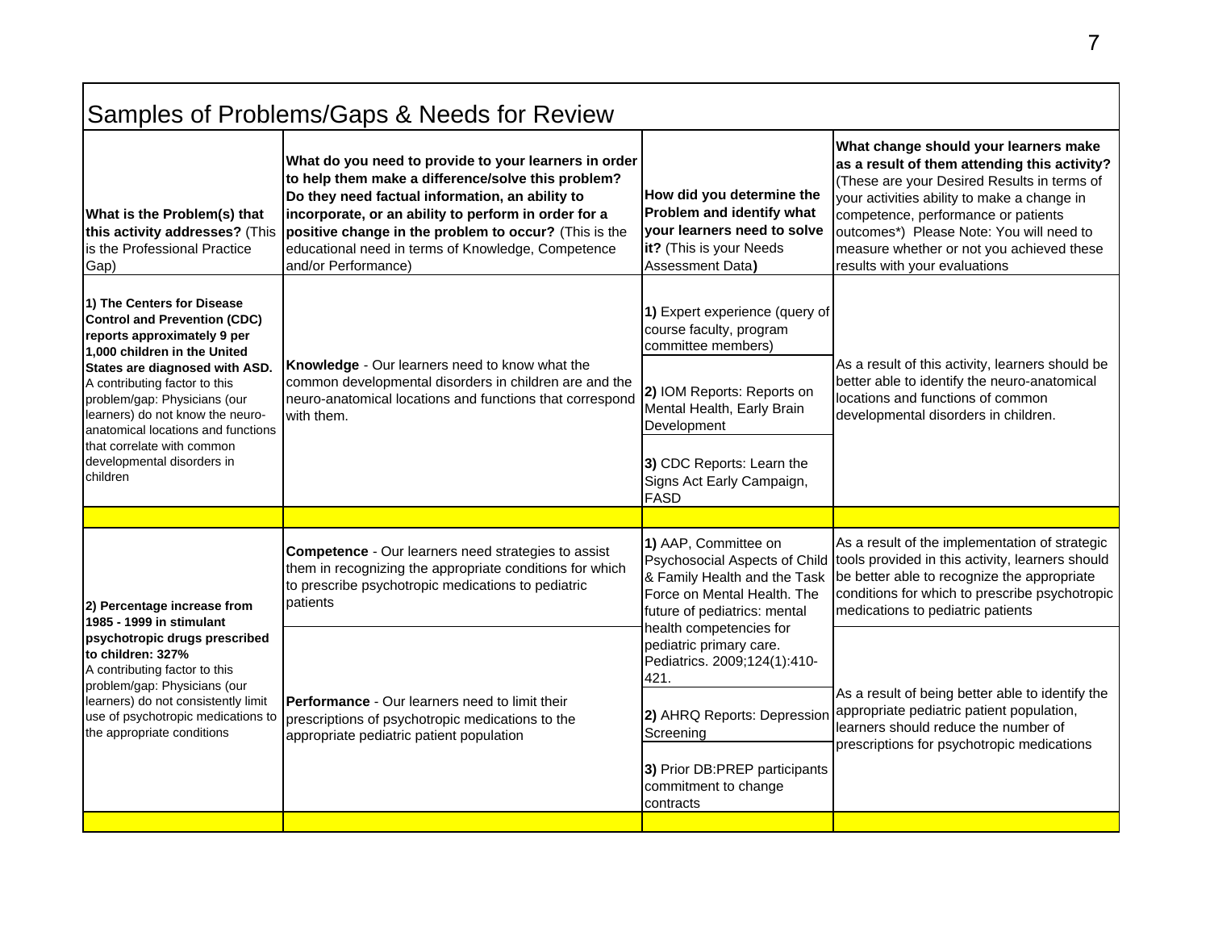## Samples of Problems/Gaps & Needs for Review

| **What is the Problem(s) that this activity addresses?** (This is the Professional Practice Gap) | **What do you need to provide to your learners in order to help them make a difference/solve this problem? Do they need factual information, an ability to incorporate, or an ability to perform in order for a positive change in the problem to occur?** (This is the educational need in terms of Knowledge, Competence and/or Performance) | **How did you determine the Problem and identify what your learners need to solve it?** (This is your Needs Assessment Data) | **What change should your learners make as a result of them attending this activity?** (These are your Desired Results in terms of your activities ability to make a change in competence, performance or patients outcomes*) Please Note: You will need to measure whether or not you achieved these results with your evaluations |
|---|---|---|---|
| **1) The Centers for Disease Control and Prevention (CDC) reports approximately 9 per 1,000 children in the United States are diagnosed with ASD.** A contributing factor to this problem/gap: Physicians (our learners) do not know the neuro-anatomical locations and functions that correlate with common developmental disorders in children | **Knowledge** - Our learners need to know what the common developmental disorders in children are and the neuro-anatomical locations and functions that correspond with them. | **1)** Expert experience (query of course faculty, program committee members)<br>**2)** IOM Reports: Reports on Mental Health, Early Brain Development<br>**3)** CDC Reports: Learn the Signs Act Early Campaign, FASD | As a result of this activity, learners should be better able to identify the neuro-anatomical locations and functions of common developmental disorders in children. |
| | | | |
| **2) Percentage increase from 1985 - 1999 in stimulant psychotropic drugs prescribed to children: 327%** A contributing factor to this problem/gap: Physicians (our learners) do not consistently limit use of psychotropic medications to the appropriate conditions | **Competence** - Our learners need strategies to assist them in recognizing the appropriate conditions for which to prescribe psychotropic medications to pediatric patients | **1)** AAP, Committee on Psychosocial Aspects of Child & Family Health and the Task Force on Mental Health. The future of pediatrics: mental health competencies for pediatric primary care. Pediatrics. 2009;124(1):410-421. | As a result of the implementation of strategic tools provided in this activity, learners should be better able to recognize the appropriate conditions for which to prescribe psychotropic medications to pediatric patients |
| | **Performance** - Our learners need to limit their prescriptions of psychotropic medications to the appropriate pediatric patient population | **2)** AHRQ Reports: Depression Screening<br>**3)** Prior DB:PREP participants commitment to change contracts | As a result of being better able to identify the appropriate pediatric patient population, learners should reduce the number of prescriptions for psychotropic medications |
| | | | |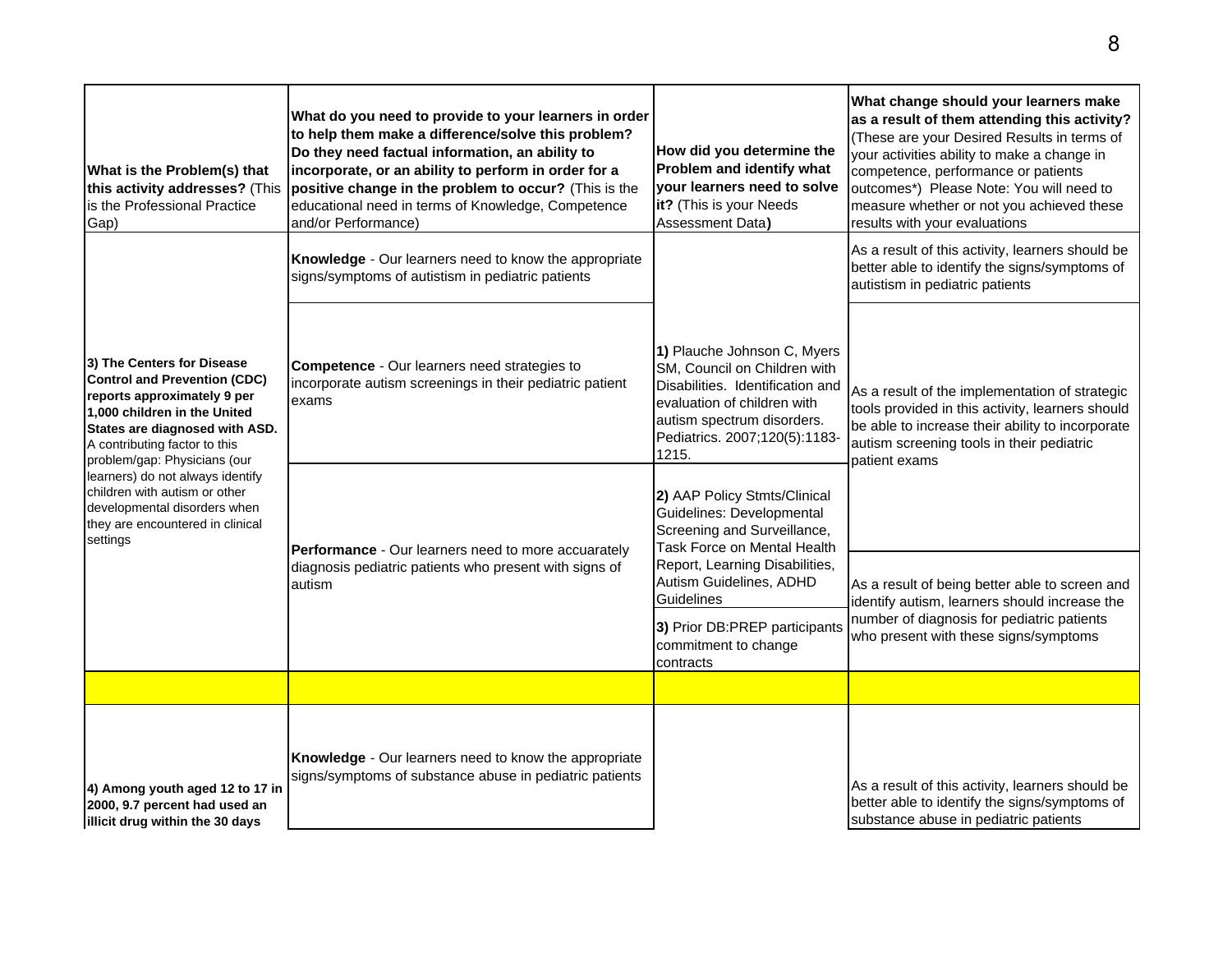| What is the Problem(s) that this activity addresses? (This is the Professional Practice Gap) | What do you need to provide to your learners in order to help them make a difference/solve this problem? Do they need factual information, an ability to incorporate, or an ability to perform in order for a positive change in the problem to occur? (This is the educational need in terms of Knowledge, Competence and/or Performance) | How did you determine the Problem and identify what your learners need to solve it? (This is your Needs Assessment Data) | What change should your learners make as a result of them attending this activity? (These are your Desired Results in terms of your activities ability to make a change in competence, performance or patients outcomes*) Please Note: You will need to measure whether or not you achieved these results with your evaluations |
|---|---|---|---|
| **3) The Centers for Disease Control and Prevention (CDC) reports approximately 9 per 1,000 children in the United States are diagnosed with ASD.** A contributing factor to this problem/gap: Physicians (our learners) do not always identify children with autism or other developmental disorders when they are encountered in clinical settings | **Knowledge** - Our learners need to know the appropriate signs/symptoms of autistism in pediatric patients | | As a result of this activity, learners should be better able to identify the signs/symptoms of autistism in pediatric patients |
| | **Competence** - Our learners need strategies to incorporate autism screenings in their pediatric patient exams | **1)** Plauche Johnson C, Myers SM, Council on Children with Disabilities. Identification and evaluation of children with autism spectrum disorders. Pediatrics. 2007;120(5):1183-1215. | As a result of the implementation of strategic tools provided in this activity, learners should be able to increase their ability to incorporate autism screening tools in their pediatric patient exams |
| | **Performance** - Our learners need to more accuaretely diagnosis pediatric patients who present with signs of autism | **2)** AAP Policy Stmts/Clinical Guidelines: Developmental Screening and Surveillance, Task Force on Mental Health Report, Learning Disabilities, Autism Guidelines, ADHD Guidelines<br>**3)** Prior DB:PREP participants commitment to change contracts | As a result of being better able to screen and identify autism, learners should increase the number of diagnosis for pediatric patients who present with these signs/symptoms |
| | | | |
| **4) Among youth aged 12 to 17 in 2000, 9.7 percent had used an illicit drug within the 30 days** | **Knowledge** - Our learners need to know the appropriate signs/symptoms of substance abuse in pediatric patients | | As a result of this activity, learners should be better able to identify the signs/symptoms of substance abuse in pediatric patients |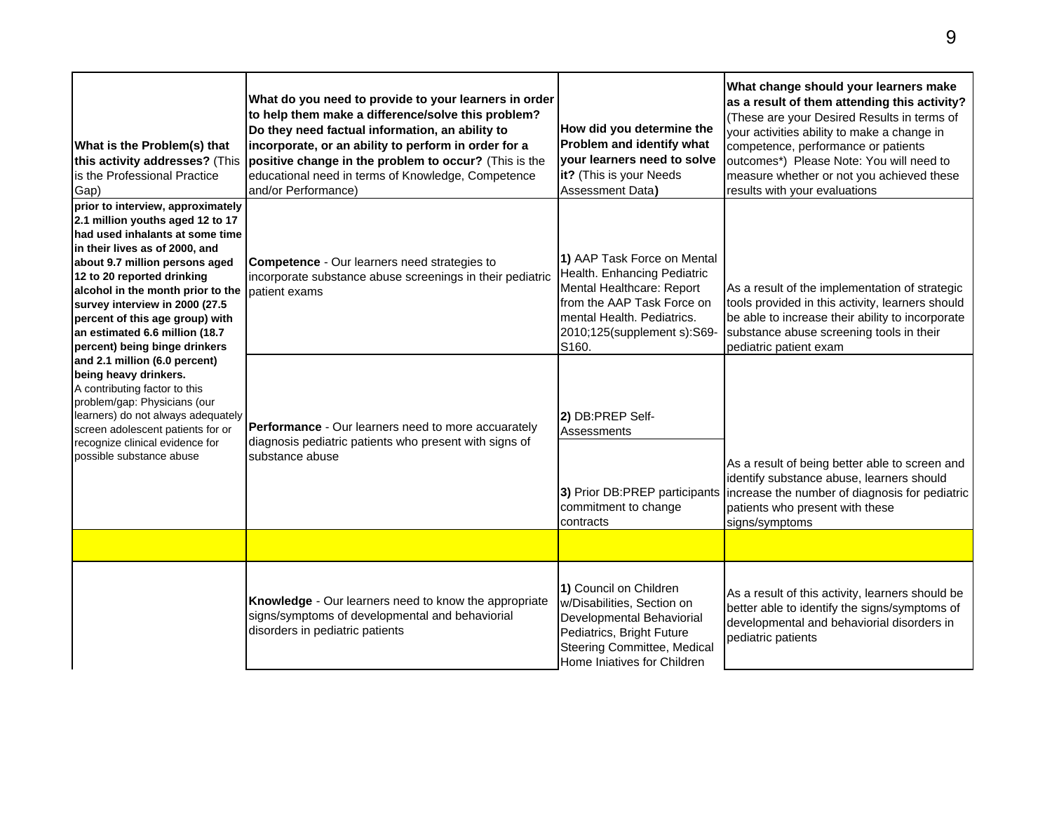| What is the Problem(s) that this activity addresses? (This is the Professional Practice Gap) | What do you need to provide to your learners in order to help them make a difference/solve this problem? Do they need factual information, an ability to incorporate, or an ability to perform in order for a positive change in the problem to occur? (This is the educational need in terms of Knowledge, Competence and/or Performance) | How did you determine the Problem and identify what your learners need to solve it? (This is your Needs Assessment Data) | What change should your learners make as a result of them attending this activity? (These are your Desired Results in terms of your activities ability to make a change in competence, performance or patients outcomes*) Please Note: You will need to measure whether or not you achieved these results with your evaluations |
|---|---|---|---|
| **prior to interview, approximately 2.1 million youths aged 12 to 17 had used inhalants at some time in their lives as of 2000, and about 9.7 million persons aged 12 to 20 reported drinking alcohol in the month prior to the survey interview in 2000 (27.5 percent of this age group) with an estimated 6.6 million (18.7 percent) being binge drinkers and 2.1 million (6.0 percent) being heavy drinkers.** A contributing factor to this problem/gap: Physicians (our learners) do not always adequately screen adolescent patients for or recognize clinical evidence for possible substance abuse | **Competence** - Our learners need strategies to incorporate substance abuse screenings in their pediatric patient exams | **1)** AAP Task Force on Mental Health. Enhancing Pediatric Mental Healthcare: Report from the AAP Task Force on mental Health. Pediatrics. 2010;125(supplement s):S69-S160. | As a result of the implementation of strategic tools provided in this activity, learners should be able to increase their ability to incorporate substance abuse screening tools in their pediatric patient exam |
| | **Performance** - Our learners need to more accuaretely diagnosis pediatric patients who present with signs of substance abuse | **2)** DB:PREP Self-Assessments | As a result of being better able to screen and identify substance abuse, learners should increase the number of diagnosis for pediatric patients who present with these signs/symptoms |
| | | **3)** Prior DB:PREP participants commitment to change contracts | |
| | | | |
| | **Knowledge** - Our learners need to know the appropriate signs/symptoms of developmental and behaviorial disorders in pediatric patients | **1)** Council on Children w/Disabilities, Section on Developmental Behaviorial Pediatrics, Bright Future Steering Committee, Medical Home Iniatives for Children | As a result of this activity, learners should be better able to identify the signs/symptoms of developmental and behaviorial disorders in pediatric patients |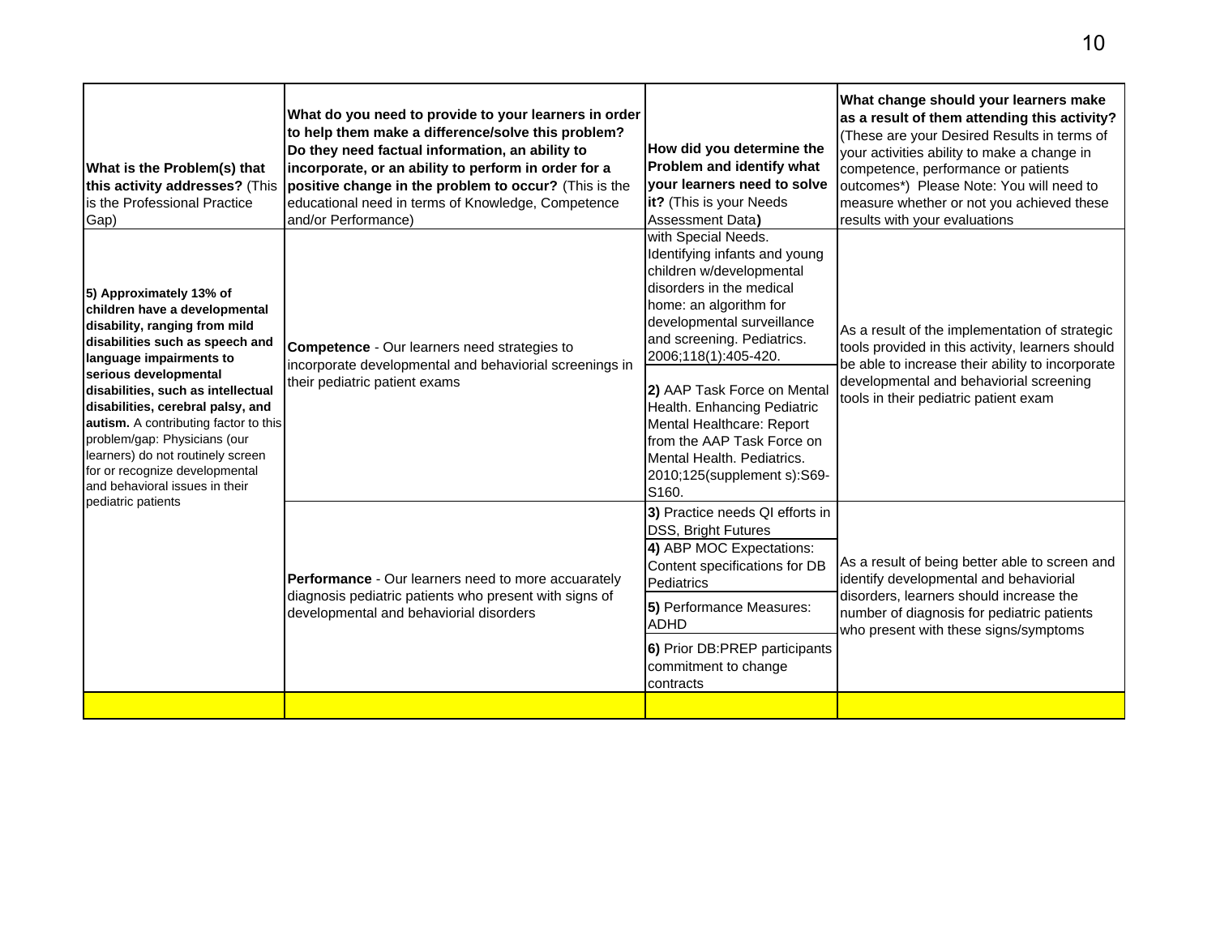| What is the Problem(s) that this activity addresses? (This is the Professional Practice Gap) | What do you need to provide to your learners in order to help them make a difference/solve this problem? Do they need factual information, an ability to incorporate, or an ability to perform in order for a positive change in the problem to occur? (This is the educational need in terms of Knowledge, Competence and/or Performance) | How did you determine the Problem and identify what your learners need to solve it? (This is your Needs Assessment Data) | What change should your learners make as a result of them attending this activity? (These are your Desired Results in terms of your activities ability to make a change in competence, performance or patients outcomes*) Please Note: You will need to measure whether or not you achieved these results with your evaluations |
|---|---|---|---|
| **5) Approximately 13% of children have a developmental disability, ranging from mild disabilities such as speech and language impairments to serious developmental disabilities, such as intellectual disabilities, cerebral palsy, and autism.** A contributing factor to this problem/gap: Physicians (our learners) do not routinely screen for or recognize developmental and behavioral issues in their pediatric patients | **Competence** - Our learners need strategies to incorporate developmental and behaviorial screenings in their pediatric patient exams | with Special Needs. Identifying infants and young children w/developmental disorders in the medical home: an algorithm for developmental surveillance and screening. Pediatrics. 2006;118(1):405-420. | As a result of the implementation of strategic tools provided in this activity, learners should be able to increase their ability to incorporate developmental and behaviorial screening tools in their pediatric patient exam |
| | | **2)** AAP Task Force on Mental Health. Enhancing Pediatric Mental Healthcare: Report from the AAP Task Force on Mental Health. Pediatrics. 2010;125(supplement s):S69-S160. | |
| | **Performance** - Our learners need to more accuarately diagnosis pediatric patients who present with signs of developmental and behaviorial disorders | **3)** Practice needs QI efforts in DSS, Bright Futures | As a result of being better able to screen and identify developmental and behaviorial disorders, learners should increase the number of diagnosis for pediatric patients who present with these signs/symptoms |
| | | **4)** ABP MOC Expectations: Content specifications for DB Pediatrics | |
| | | **5)** Performance Measures: ADHD | |
| | | **6)** Prior DB:PREP participants commitment to change contracts | |
| | | | |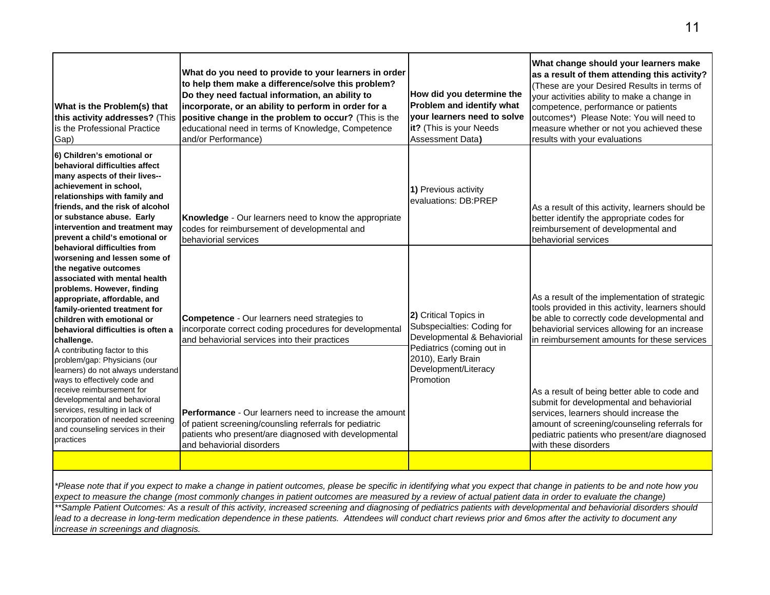| **What is the Problem(s) that this activity addresses?** (This is the Professional Practice Gap) | **What do you need to provide to your learners in order to help them make a difference/solve this problem? Do they need factual information, an ability to incorporate, or an ability to perform in order for a positive change in the problem to occur?** (This is the educational need in terms of Knowledge, Competence and/or Performance) | **How did you determine the Problem and identify what your learners need to solve it?** (This is your Needs Assessment Data**)** | **What change should your learners make as a result of them attending this activity?** (These are your Desired Results in terms of your activities ability to make a change in competence, performance or patients outcomes*) Please Note: You will need to measure whether or not you achieved these results with your evaluations |
|---|---|---|---|
| **6) Children's emotional or behavioral difficulties affect many aspects of their lives--achievement in school, relationships with family and friends, and the risk of alcohol or substance abuse. Early intervention and treatment may prevent a child's emotional or behavioral difficulties from worsening and lessen some of the negative outcomes associated with mental health problems. However, finding appropriate, affordable, and family-oriented treatment for children with emotional or behavioral difficulties is often a challenge.** A contributing factor to this problem/gap: Physicians (our learners) do not always understand ways to effectively code and receive reimbursement for developmental and behavioral services, resulting in lack of incorporation of needed screening and counseling services in their practices | **Knowledge** - Our learners need to know the appropriate codes for reimbursement of developmental and behaviorial services | **1)** Previous activity evaluations: DB:PREP | As a result of this activity, learners should be better identify the appropriate codes for reimbursement of developmental and behaviorial services |
| | **Competence** - Our learners need strategies to incorporate correct coding procedures for developmental and behaviorial services into their practices | **2)** Critical Topics in Subspecialties: Coding for Developmental & Behaviorial Pediatrics (coming out in 2010), Early Brain Development/Literacy Promotion | As a result of the implementation of strategic tools provided in this activity, learners should be able to correctly code developmental and behaviorial services allowing for an increase in reimbursement amounts for these services |
| | **Performance** - Our learners need to increase the amount of patient screening/counsling referrals for pediatric patients who present/are diagnosed with developmental and behaviorial disorders | | As a result of being better able to code and submit for developmental and behaviorial services, learners should increase the amount of screening/counseling referrals for pediatric patients who present/are diagnosed with these disorders |
| | | | |

*\*Please note that if you expect to make a change in patient outcomes, please be specific in identifying what you expect that change in patients to be and note how you expect to measure the change (most commonly changes in patient outcomes are measured by a review of actual patient data in order to evaluate the change)*

*\*\*Sample Patient Outcomes: As a result of this activity, increased screening and diagnosing of pediatrics patients with developmental and behaviorial disorders should lead to a decrease in long-term medication dependence in these patients. Attendees will conduct chart reviews prior and 6mos after the activity to document any increase in screenings and diagnosis.*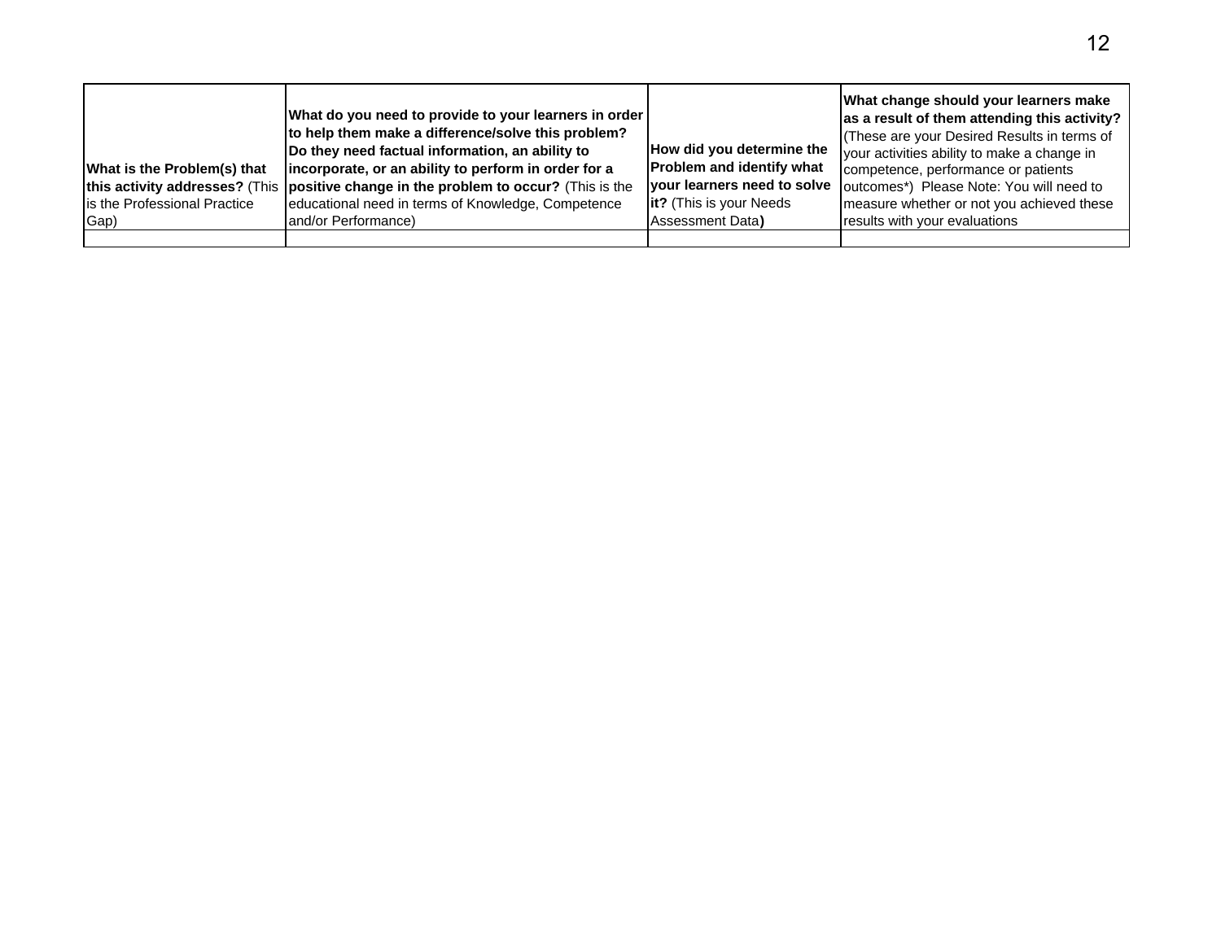| **What is the Problem(s) that this activity addresses?** (This is the Professional Practice Gap) | **What do you need to provide to your learners in order to help them make a difference/solve this problem? Do they need factual information, an ability to incorporate, or an ability to perform in order for a positive change in the problem to occur?** (This is the educational need in terms of Knowledge, Competence and/or Performance) | **How did you determine the Problem and identify what your learners need to solve it?** (This is your Needs Assessment Data**)** | **What change should your learners make as a result of them attending this activity?** (These are your Desired Results in terms of your activities ability to make a change in competence, performance or patients outcomes*) Please Note: You will need to measure whether or not you achieved these results with your evaluations |
|---|---|---|---|
| | | | |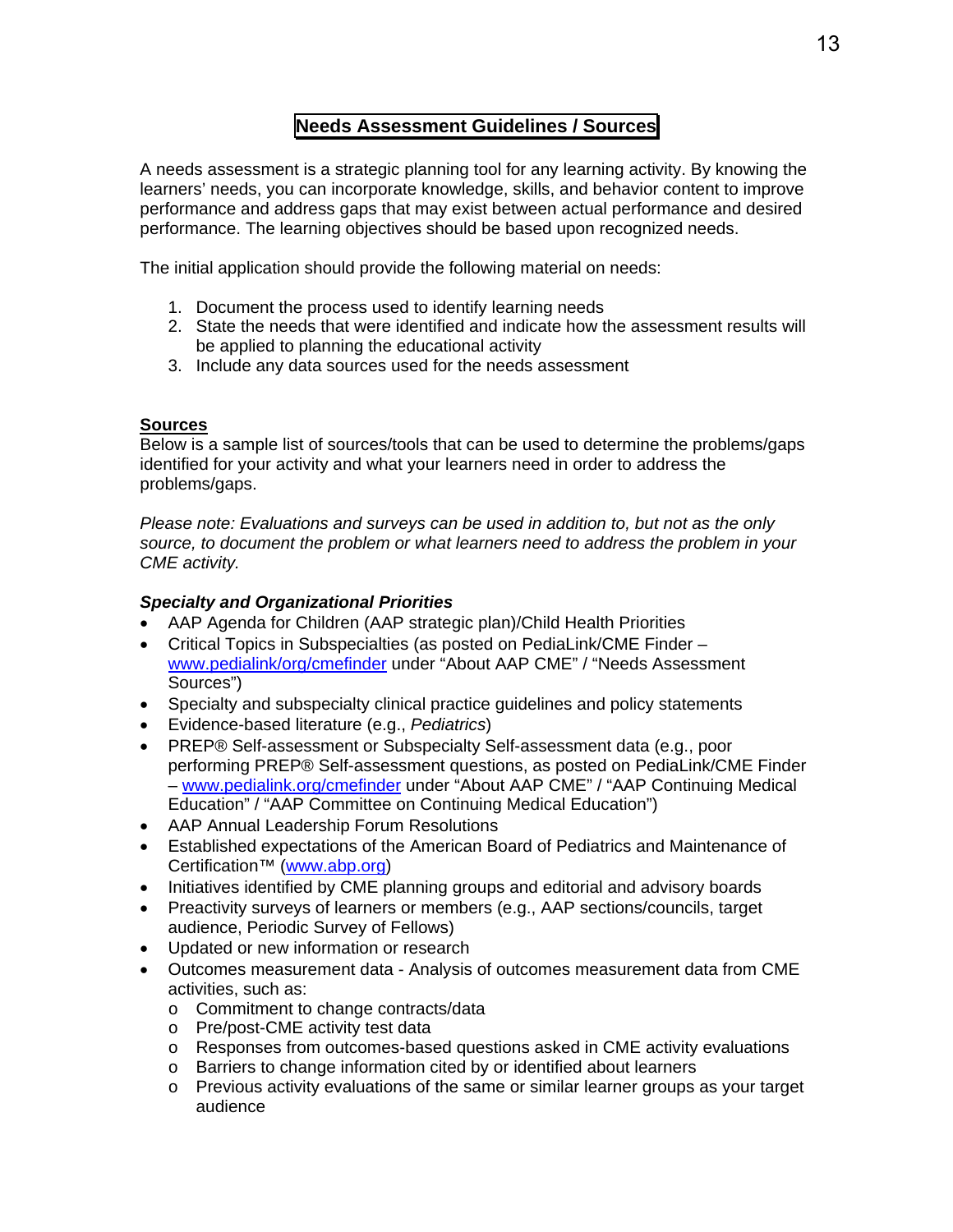## Needs Assessment Guidelines / Sources

A needs assessment is a strategic planning tool for any learning activity. By knowing the learners' needs, you can incorporate knowledge, skills, and behavior content to improve performance and address gaps that may exist between actual performance and desired performance. The learning objectives should be based upon recognized needs.

The initial application should provide the following material on needs:

1. Document the process used to identify learning needs
2. State the needs that were identified and indicate how the assessment results will be applied to planning the educational activity
3. Include any data sources used for the needs assessment

### Sources

Below is a sample list of sources/tools that can be used to determine the problems/gaps identified for your activity and what your learners need in order to address the problems/gaps.

*Please note: Evaluations and surveys can be used in addition to, but not as the only source, to document the problem or what learners need to address the problem in your CME activity.*

***Specialty and Organizational Priorities***

- AAP Agenda for Children (AAP strategic plan)/Child Health Priorities
- Critical Topics in Subspecialties (as posted on PediaLink/CME Finder – www.pedialink/org/cmefinder under "About AAP CME" / "Needs Assessment Sources")
- Specialty and subspecialty clinical practice guidelines and policy statements
- Evidence-based literature (e.g., *Pediatrics*)
- PREP® Self-assessment or Subspecialty Self-assessment data (e.g., poor performing PREP® Self-assessment questions, as posted on PediaLink/CME Finder – www.pedialink.org/cmefinder under "About AAP CME" / "AAP Continuing Medical Education" / "AAP Committee on Continuing Medical Education")
- AAP Annual Leadership Forum Resolutions
- Established expectations of the American Board of Pediatrics and Maintenance of Certification™ (www.abp.org)
- Initiatives identified by CME planning groups and editorial and advisory boards
- Preactivity surveys of learners or members (e.g., AAP sections/councils, target audience, Periodic Survey of Fellows)
- Updated or new information or research
- Outcomes measurement data - Analysis of outcomes measurement data from CME activities, such as:
  - Commitment to change contracts/data
  - Pre/post-CME activity test data
  - Responses from outcomes-based questions asked in CME activity evaluations
  - Barriers to change information cited by or identified about learners
  - Previous activity evaluations of the same or similar learner groups as your target audience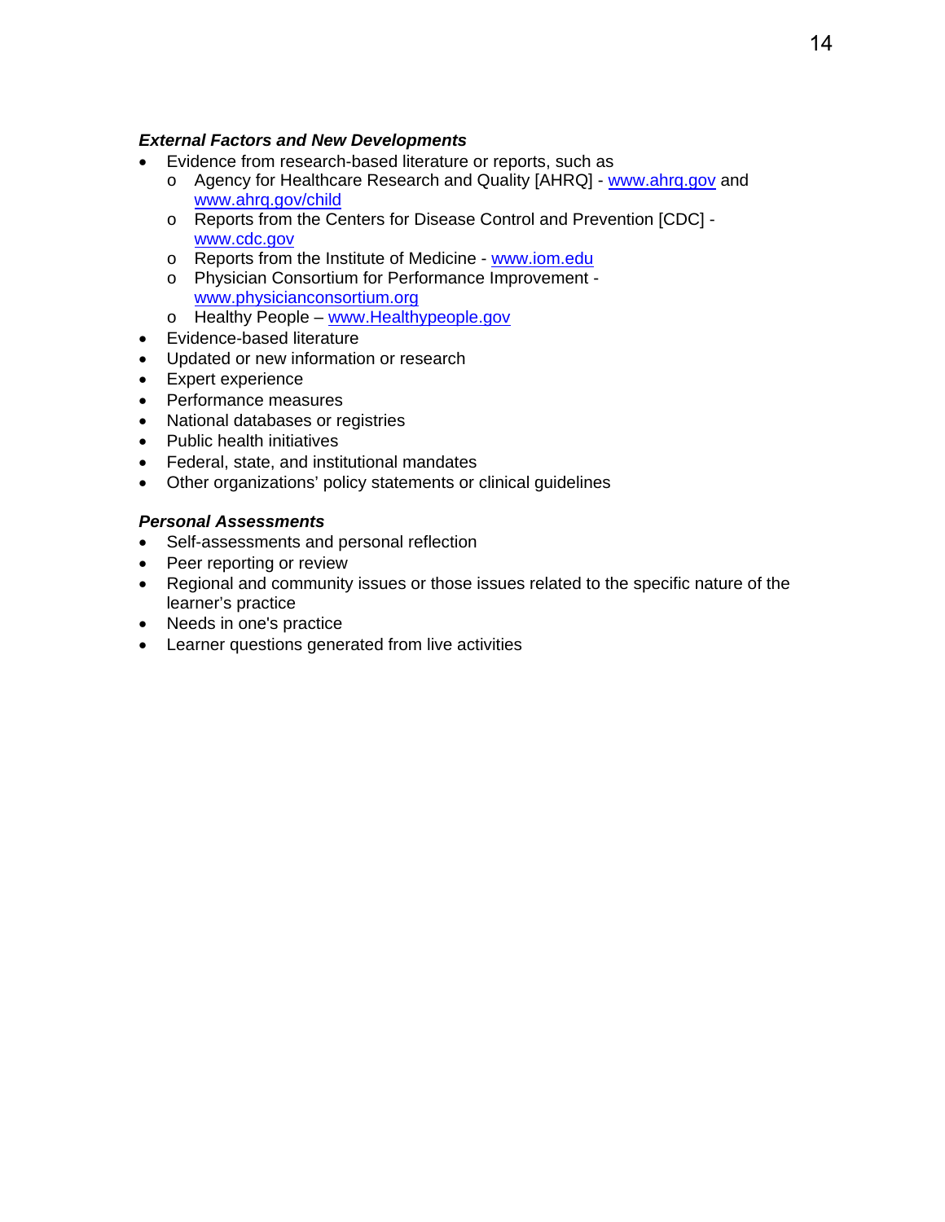***External Factors and New Developments***

- Evidence from research-based literature or reports, such as
  - Agency for Healthcare Research and Quality [AHRQ] - www.ahrq.gov and www.ahrq.gov/child
  - Reports from the Centers for Disease Control and Prevention [CDC] - www.cdc.gov
  - Reports from the Institute of Medicine - www.iom.edu
  - Physician Consortium for Performance Improvement - www.physicianconsortium.org
  - Healthy People – www.Healthypeople.gov
- Evidence-based literature
- Updated or new information or research
- Expert experience
- Performance measures
- National databases or registries
- Public health initiatives
- Federal, state, and institutional mandates
- Other organizations' policy statements or clinical guidelines

***Personal Assessments***

- Self-assessments and personal reflection
- Peer reporting or review
- Regional and community issues or those issues related to the specific nature of the learner's practice
- Needs in one's practice
- Learner questions generated from live activities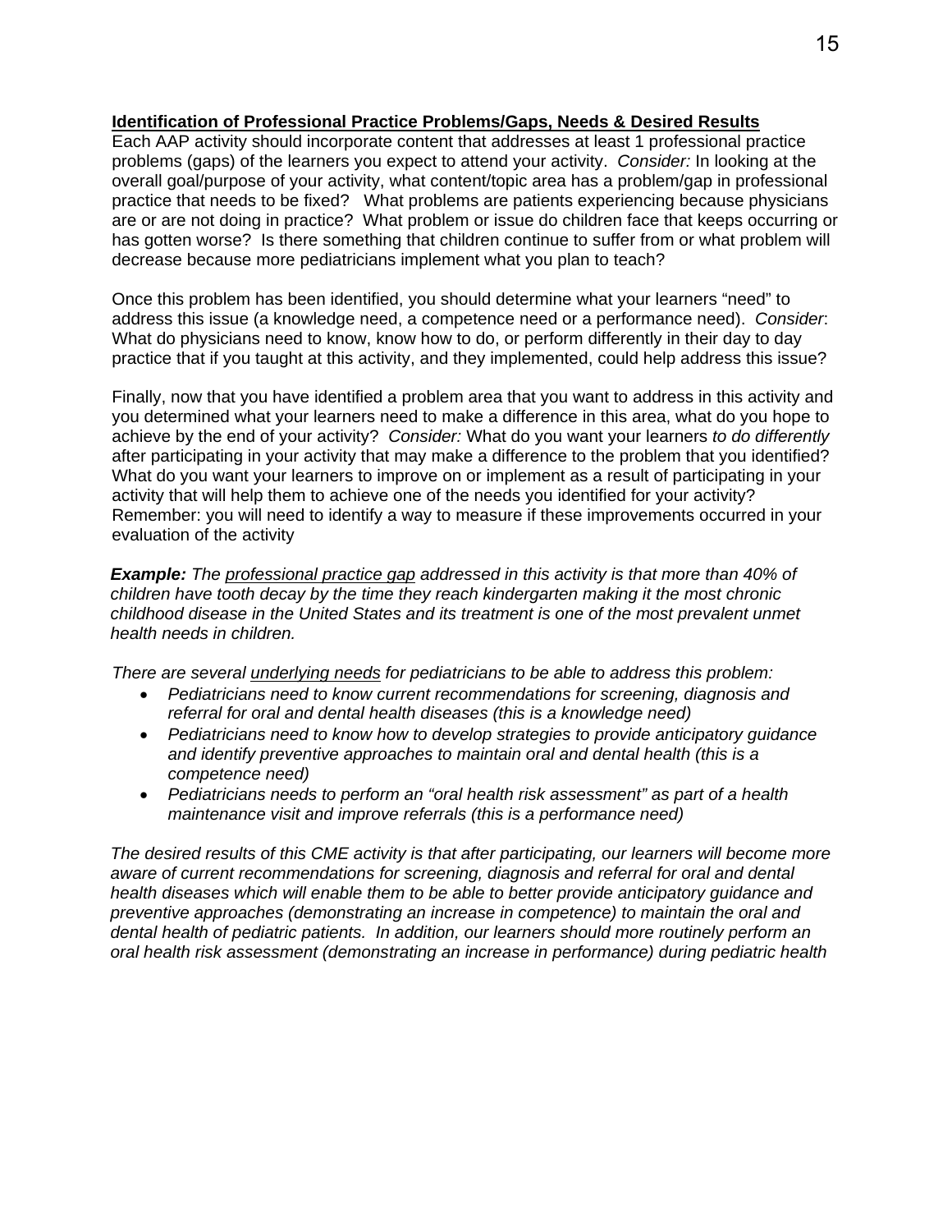**<u>Identification of Professional Practice Problems/Gaps, Needs & Desired Results</u>**

Each AAP activity should incorporate content that addresses at least 1 professional practice problems (gaps) of the learners you expect to attend your activity. *Consider:* In looking at the overall goal/purpose of your activity, what content/topic area has a problem/gap in professional practice that needs to be fixed? What problems are patients experiencing because physicians are or are not doing in practice? What problem or issue do children face that keeps occurring or has gotten worse? Is there something that children continue to suffer from or what problem will decrease because more pediatricians implement what you plan to teach?

Once this problem has been identified, you should determine what your learners "need" to address this issue (a knowledge need, a competence need or a performance need). *Consider*: What do physicians need to know, know how to do, or perform differently in their day to day practice that if you taught at this activity, and they implemented, could help address this issue?

Finally, now that you have identified a problem area that you want to address in this activity and you determined what your learners need to make a difference in this area, what do you hope to achieve by the end of your activity? *Consider:* What do you want your learners *to do differently* after participating in your activity that may make a difference to the problem that you identified? What do you want your learners to improve on or implement as a result of participating in your activity that will help them to achieve one of the needs you identified for your activity? Remember: you will need to identify a way to measure if these improvements occurred in your evaluation of the activity

***Example:*** *The <u>professional practice gap</u> addressed in this activity is that more than 40% of children have tooth decay by the time they reach kindergarten making it the most chronic childhood disease in the United States and its treatment is one of the most prevalent unmet health needs in children.*

*There are several <u>underlying needs</u> for pediatricians to be able to address this problem:*

- *Pediatricians need to know current recommendations for screening, diagnosis and referral for oral and dental health diseases (this is a knowledge need)*
- *Pediatricians need to know how to develop strategies to provide anticipatory guidance and identify preventive approaches to maintain oral and dental health (this is a competence need)*
- *Pediatricians needs to perform an "oral health risk assessment" as part of a health maintenance visit and improve referrals (this is a performance need)*

*The desired results of this CME activity is that after participating, our learners will become more aware of current recommendations for screening, diagnosis and referral for oral and dental health diseases which will enable them to be able to better provide anticipatory guidance and preventive approaches (demonstrating an increase in competence) to maintain the oral and dental health of pediatric patients. In addition, our learners should more routinely perform an oral health risk assessment (demonstrating an increase in performance) during pediatric health*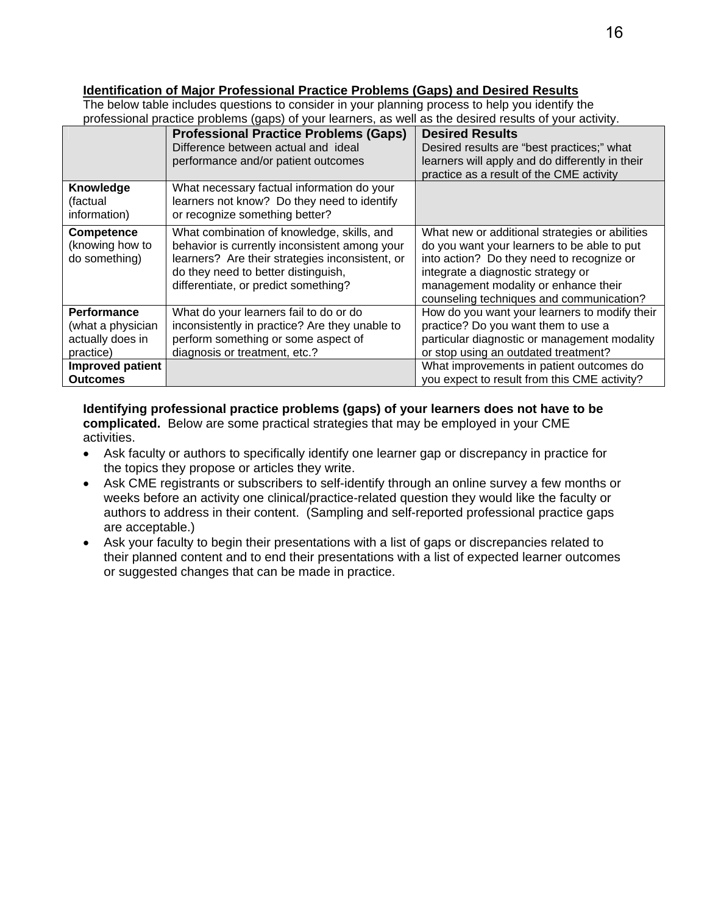**Identification of Major Professional Practice Problems (Gaps) and Desired Results**

The below table includes questions to consider in your planning process to help you identify the professional practice problems (gaps) of your learners, as well as the desired results of your activity.

| | **Professional Practice Problems (Gaps)** Difference between actual and ideal performance and/or patient outcomes | **Desired Results** Desired results are "best practices;" what learners will apply and do differently in their practice as a result of the CME activity |
|---|---|---|
| **Knowledge** (factual information) | What necessary factual information do your learners not know? Do they need to identify or recognize something better? | |
| **Competence** (knowing how to do something) | What combination of knowledge, skills, and behavior is currently inconsistent among your learners? Are their strategies inconsistent, or do they need to better distinguish, differentiate, or predict something? | What new or additional strategies or abilities do you want your learners to be able to put into action? Do they need to recognize or integrate a diagnostic strategy or management modality or enhance their counseling techniques and communication? |
| **Performance** (what a physician actually does in practice) | What do your learners fail to do or do inconsistently in practice? Are they unable to perform something or some aspect of diagnosis or treatment, etc.? | How do you want your learners to modify their practice? Do you want them to use a particular diagnostic or management modality or stop using an outdated treatment? |
| **Improved patient Outcomes** | | What improvements in patient outcomes do you expect to result from this CME activity? |

**Identifying professional practice problems (gaps) of your learners does not have to be complicated.** Below are some practical strategies that may be employed in your CME activities.

- Ask faculty or authors to specifically identify one learner gap or discrepancy in practice for the topics they propose or articles they write.
- Ask CME registrants or subscribers to self-identify through an online survey a few months or weeks before an activity one clinical/practice-related question they would like the faculty or authors to address in their content. (Sampling and self-reported professional practice gaps are acceptable.)
- Ask your faculty to begin their presentations with a list of gaps or discrepancies related to their planned content and to end their presentations with a list of expected learner outcomes or suggested changes that can be made in practice.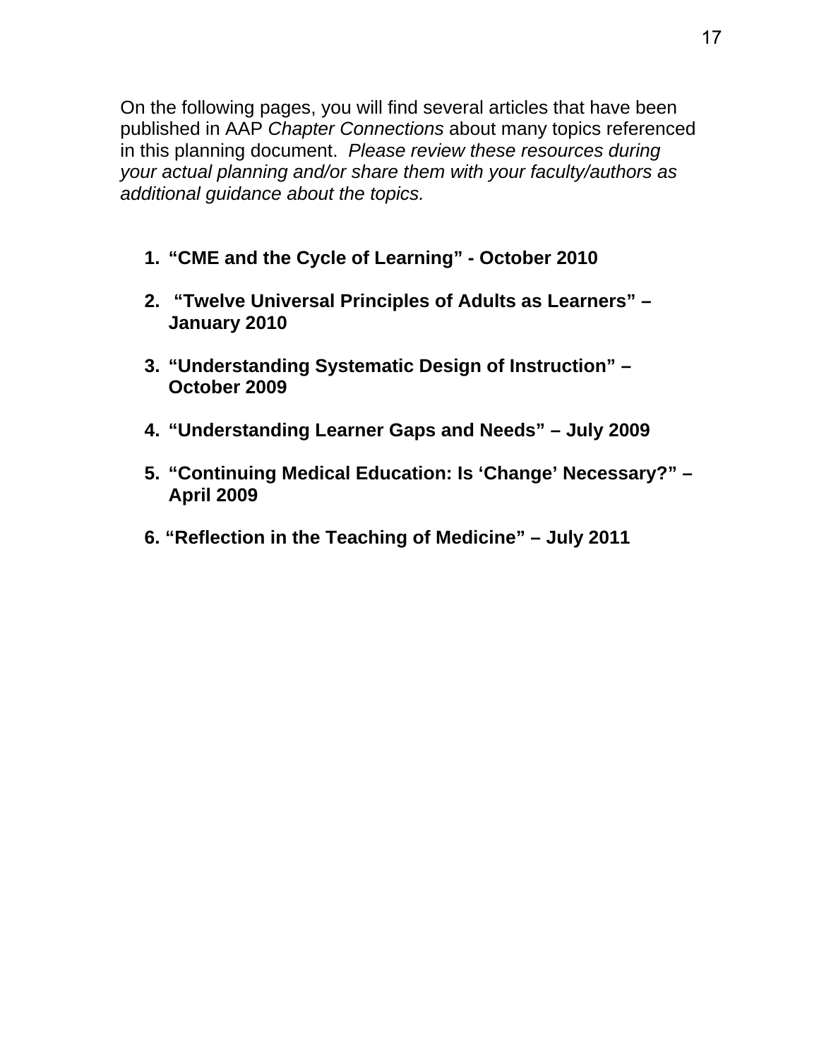On the following pages, you will find several articles that have been published in AAP *Chapter Connections* about many topics referenced in this planning document. *Please review these resources during your actual planning and/or share them with your faculty/authors as additional guidance about the topics.*

1. **“CME and the Cycle of Learning” - October 2010**

2. **“Twelve Universal Principles of Adults as Learners” – January 2010**

3. **“Understanding Systematic Design of Instruction” – October 2009**

4. **“Understanding Learner Gaps and Needs” – July 2009**

5. **“Continuing Medical Education: Is ‘Change’ Necessary?” – April 2009**

6. **“Reflection in the Teaching of Medicine” – July 2011**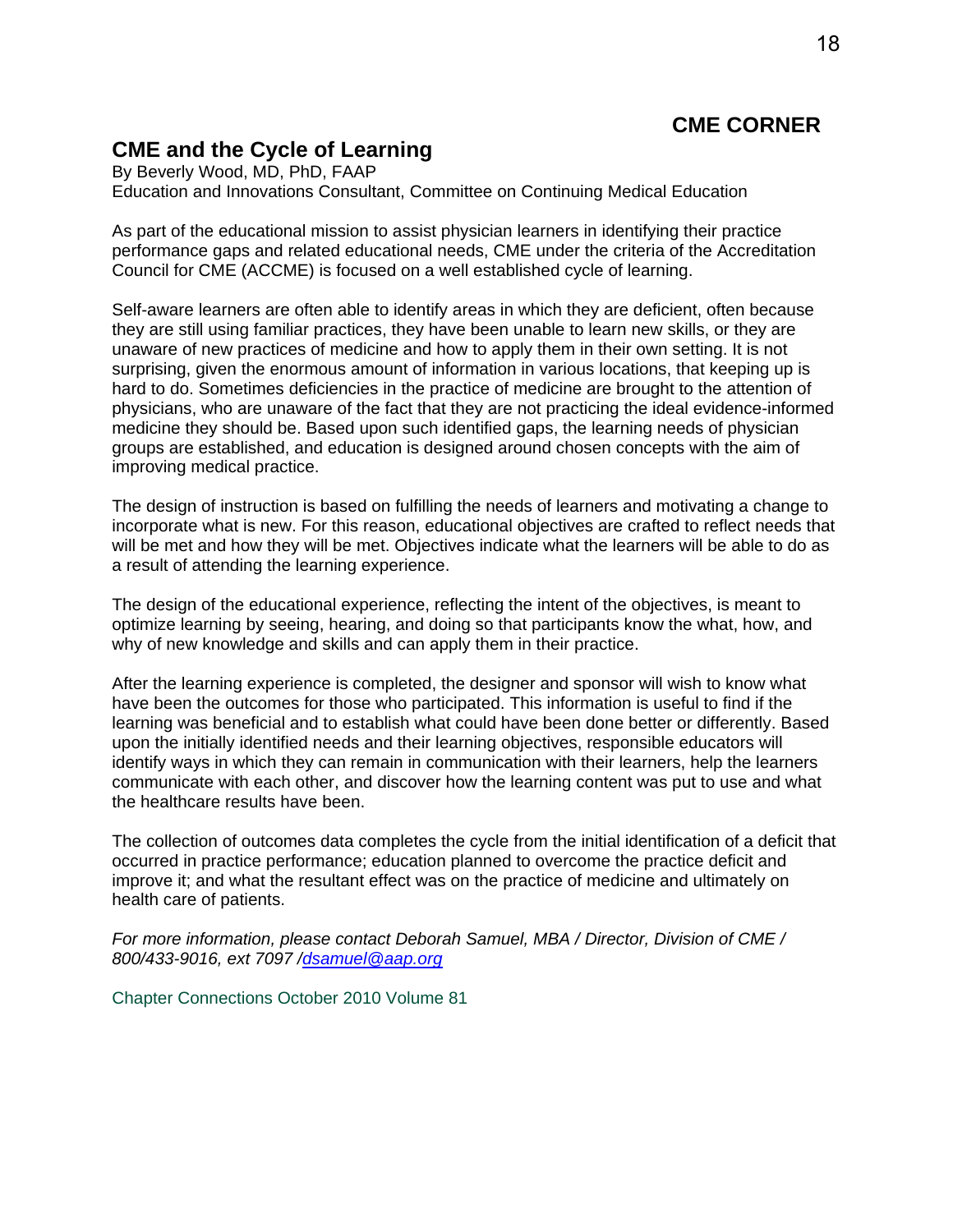## CME CORNER

## CME and the Cycle of Learning

By Beverly Wood, MD, PhD, FAAP
Education and Innovations Consultant, Committee on Continuing Medical Education

As part of the educational mission to assist physician learners in identifying their practice performance gaps and related educational needs, CME under the criteria of the Accreditation Council for CME (ACCME) is focused on a well established cycle of learning.

Self-aware learners are often able to identify areas in which they are deficient, often because they are still using familiar practices, they have been unable to learn new skills, or they are unaware of new practices of medicine and how to apply them in their own setting. It is not surprising, given the enormous amount of information in various locations, that keeping up is hard to do. Sometimes deficiencies in the practice of medicine are brought to the attention of physicians, who are unaware of the fact that they are not practicing the ideal evidence-informed medicine they should be. Based upon such identified gaps, the learning needs of physician groups are established, and education is designed around chosen concepts with the aim of improving medical practice.

The design of instruction is based on fulfilling the needs of learners and motivating a change to incorporate what is new. For this reason, educational objectives are crafted to reflect needs that will be met and how they will be met. Objectives indicate what the learners will be able to do as a result of attending the learning experience.

The design of the educational experience, reflecting the intent of the objectives, is meant to optimize learning by seeing, hearing, and doing so that participants know the what, how, and why of new knowledge and skills and can apply them in their practice.

After the learning experience is completed, the designer and sponsor will wish to know what have been the outcomes for those who participated. This information is useful to find if the learning was beneficial and to establish what could have been done better or differently. Based upon the initially identified needs and their learning objectives, responsible educators will identify ways in which they can remain in communication with their learners, help the learners communicate with each other, and discover how the learning content was put to use and what the healthcare results have been.

The collection of outcomes data completes the cycle from the initial identification of a deficit that occurred in practice performance; education planned to overcome the practice deficit and improve it; and what the resultant effect was on the practice of medicine and ultimately on health care of patients.

*For more information, please contact Deborah Samuel, MBA / Director, Division of CME / 800/433-9016, ext 7097 /dsamuel@aap.org*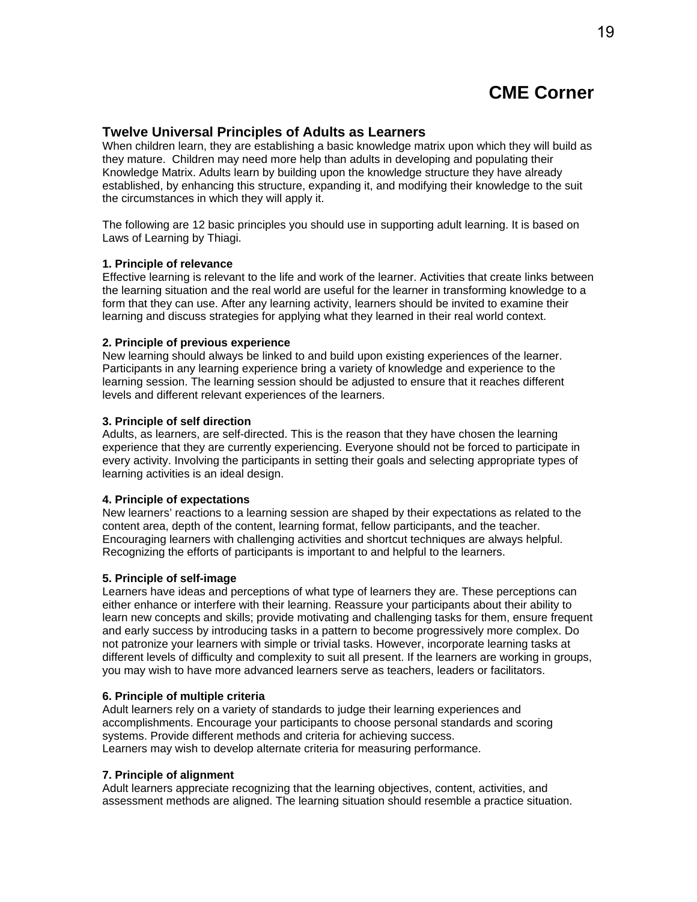# CME Corner

## Twelve Universal Principles of Adults as Learners

When children learn, they are establishing a basic knowledge matrix upon which they will build as they mature. Children may need more help than adults in developing and populating their Knowledge Matrix. Adults learn by building upon the knowledge structure they have already established, by enhancing this structure, expanding it, and modifying their knowledge to the suit the circumstances in which they will apply it.

The following are 12 basic principles you should use in supporting adult learning. It is based on Laws of Learning by Thiagi.

**1. Principle of relevance**
Effective learning is relevant to the life and work of the learner. Activities that create links between the learning situation and the real world are useful for the learner in transforming knowledge to a form that they can use. After any learning activity, learners should be invited to examine their learning and discuss strategies for applying what they learned in their real world context.

**2. Principle of previous experience**
New learning should always be linked to and build upon existing experiences of the learner. Participants in any learning experience bring a variety of knowledge and experience to the learning session. The learning session should be adjusted to ensure that it reaches different levels and different relevant experiences of the learners.

**3. Principle of self direction**
Adults, as learners, are self-directed. This is the reason that they have chosen the learning experience that they are currently experiencing. Everyone should not be forced to participate in every activity. Involving the participants in setting their goals and selecting appropriate types of learning activities is an ideal design.

**4. Principle of expectations**
New learners' reactions to a learning session are shaped by their expectations as related to the content area, depth of the content, learning format, fellow participants, and the teacher. Encouraging learners with challenging activities and shortcut techniques are always helpful. Recognizing the efforts of participants is important to and helpful to the learners.

**5. Principle of self-image**
Learners have ideas and perceptions of what type of learners they are. These perceptions can either enhance or interfere with their learning. Reassure your participants about their ability to learn new concepts and skills; provide motivating and challenging tasks for them, ensure frequent and early success by introducing tasks in a pattern to become progressively more complex. Do not patronize your learners with simple or trivial tasks. However, incorporate learning tasks at different levels of difficulty and complexity to suit all present. If the learners are working in groups, you may wish to have more advanced learners serve as teachers, leaders or facilitators.

**6. Principle of multiple criteria**
Adult learners rely on a variety of standards to judge their learning experiences and accomplishments. Encourage your participants to choose personal standards and scoring systems. Provide different methods and criteria for achieving success.
Learners may wish to develop alternate criteria for measuring performance.

**7. Principle of alignment**
Adult learners appreciate recognizing that the learning objectives, content, activities, and assessment methods are aligned. The learning situation should resemble a practice situation.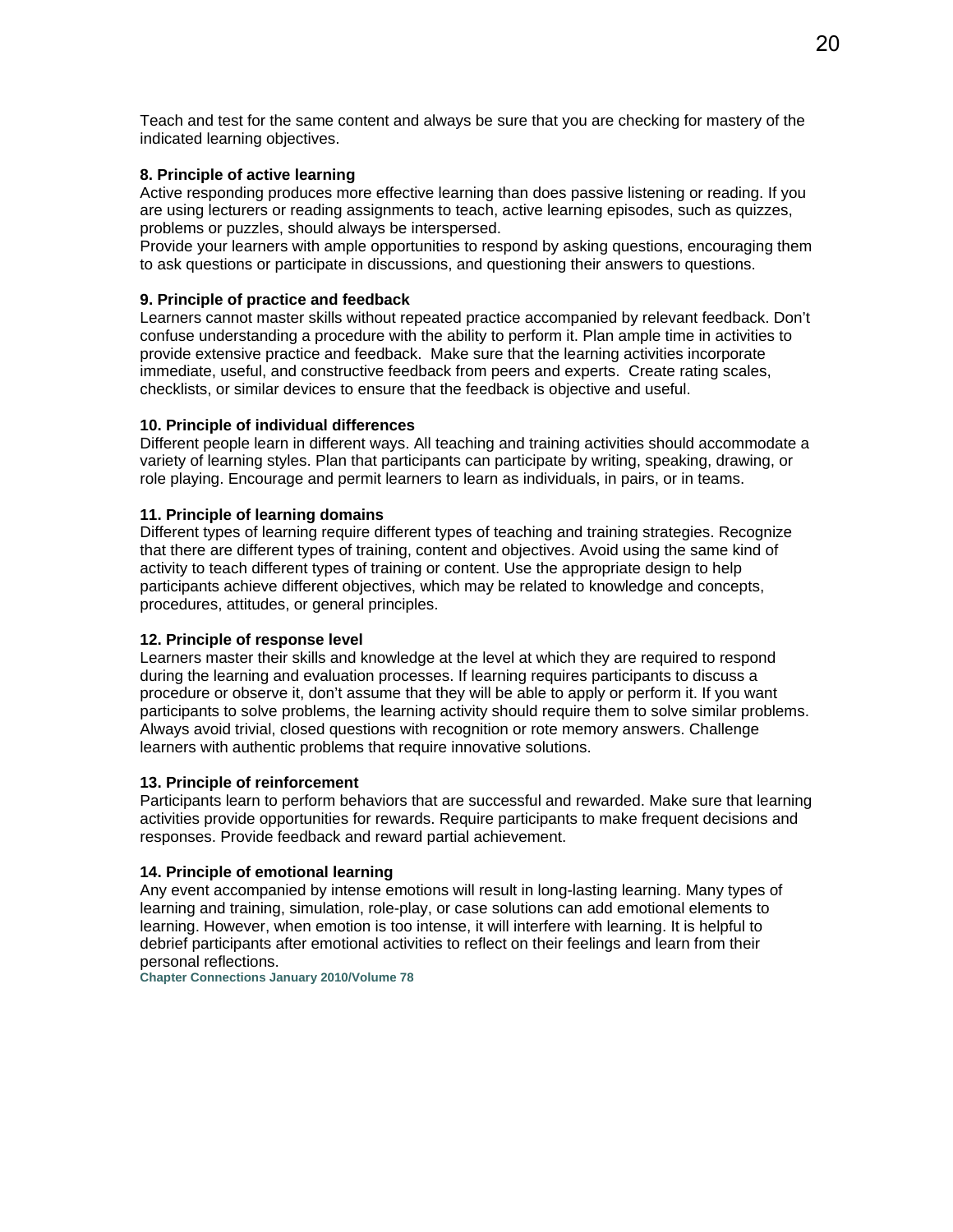Teach and test for the same content and always be sure that you are checking for mastery of the indicated learning objectives.

**8. Principle of active learning**

Active responding produces more effective learning than does passive listening or reading. If you are using lecturers or reading assignments to teach, active learning episodes, such as quizzes, problems or puzzles, should always be interspersed.

Provide your learners with ample opportunities to respond by asking questions, encouraging them to ask questions or participate in discussions, and questioning their answers to questions.

**9. Principle of practice and feedback**

Learners cannot master skills without repeated practice accompanied by relevant feedback. Don't confuse understanding a procedure with the ability to perform it. Plan ample time in activities to provide extensive practice and feedback. Make sure that the learning activities incorporate immediate, useful, and constructive feedback from peers and experts. Create rating scales, checklists, or similar devices to ensure that the feedback is objective and useful.

**10. Principle of individual differences**

Different people learn in different ways. All teaching and training activities should accommodate a variety of learning styles. Plan that participants can participate by writing, speaking, drawing, or role playing. Encourage and permit learners to learn as individuals, in pairs, or in teams.

**11. Principle of learning domains**

Different types of learning require different types of teaching and training strategies. Recognize that there are different types of training, content and objectives. Avoid using the same kind of activity to teach different types of training or content. Use the appropriate design to help participants achieve different objectives, which may be related to knowledge and concepts, procedures, attitudes, or general principles.

**12. Principle of response level**

Learners master their skills and knowledge at the level at which they are required to respond during the learning and evaluation processes. If learning requires participants to discuss a procedure or observe it, don't assume that they will be able to apply or perform it. If you want participants to solve problems, the learning activity should require them to solve similar problems. Always avoid trivial, closed questions with recognition or rote memory answers. Challenge learners with authentic problems that require innovative solutions.

**13. Principle of reinforcement**

Participants learn to perform behaviors that are successful and rewarded. Make sure that learning activities provide opportunities for rewards. Require participants to make frequent decisions and responses. Provide feedback and reward partial achievement.

**14. Principle of emotional learning**

Any event accompanied by intense emotions will result in long-lasting learning. Many types of learning and training, simulation, role-play, or case solutions can add emotional elements to learning. However, when emotion is too intense, it will interfere with learning. It is helpful to debrief participants after emotional activities to reflect on their feelings and learn from their personal reflections.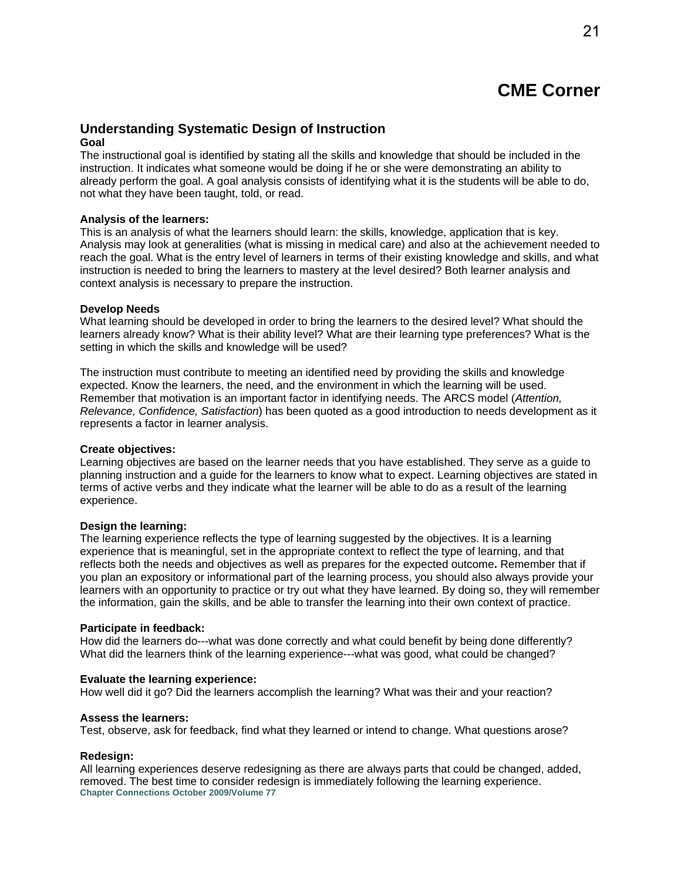# CME Corner

## Understanding Systematic Design of Instruction

**Goal**

The instructional goal is identified by stating all the skills and knowledge that should be included in the instruction. It indicates what someone would be doing if he or she were demonstrating an ability to already perform the goal. A goal analysis consists of identifying what it is the students will be able to do, not what they have been taught, told, or read.

**Analysis of the learners:**

This is an analysis of what the learners should learn: the skills, knowledge, application that is key. Analysis may look at generalities (what is missing in medical care) and also at the achievement needed to reach the goal. What is the entry level of learners in terms of their existing knowledge and skills, and what instruction is needed to bring the learners to mastery at the level desired? Both learner analysis and context analysis is necessary to prepare the instruction.

**Develop Needs**

What learning should be developed in order to bring the learners to the desired level? What should the learners already know? What is their ability level? What are their learning type preferences? What is the setting in which the skills and knowledge will be used?

The instruction must contribute to meeting an identified need by providing the skills and knowledge expected. Know the learners, the need, and the environment in which the learning will be used. Remember that motivation is an important factor in identifying needs. The ARCS model (*Attention, Relevance, Confidence, Satisfaction*) has been quoted as a good introduction to needs development as it represents a factor in learner analysis.

**Create objectives:**

Learning objectives are based on the learner needs that you have established. They serve as a guide to planning instruction and a guide for the learners to know what to expect. Learning objectives are stated in terms of active verbs and they indicate what the learner will be able to do as a result of the learning experience.

**Design the learning:**

The learning experience reflects the type of learning suggested by the objectives. It is a learning experience that is meaningful, set in the appropriate context to reflect the type of learning, and that reflects both the needs and objectives as well as prepares for the expected outcome**.** Remember that if you plan an expository or informational part of the learning process, you should also always provide your learners with an opportunity to practice or try out what they have learned. By doing so, they will remember the information, gain the skills, and be able to transfer the learning into their own context of practice.

**Participate in feedback:**

How did the learners do---what was done correctly and what could benefit by being done differently? What did the learners think of the learning experience---what was good, what could be changed?

**Evaluate the learning experience:**

How well did it go? Did the learners accomplish the learning? What was their and your reaction?

**Assess the learners:**

Test, observe, ask for feedback, find what they learned or intend to change. What questions arose?

**Redesign:**

All learning experiences deserve redesigning as there are always parts that could be changed, added, removed. The best time to consider redesign is immediately following the learning experience.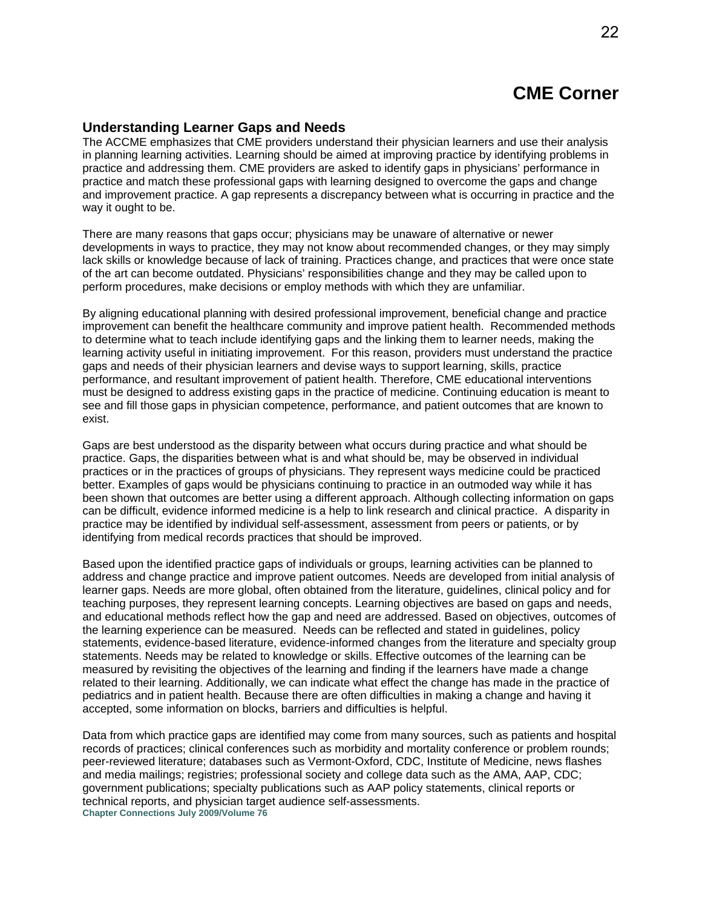# CME Corner

## Understanding Learner Gaps and Needs

The ACCME emphasizes that CME providers understand their physician learners and use their analysis in planning learning activities. Learning should be aimed at improving practice by identifying problems in practice and addressing them. CME providers are asked to identify gaps in physicians' performance in practice and match these professional gaps with learning designed to overcome the gaps and change and improvement practice. A gap represents a discrepancy between what is occurring in practice and the way it ought to be.

There are many reasons that gaps occur; physicians may be unaware of alternative or newer developments in ways to practice, they may not know about recommended changes, or they may simply lack skills or knowledge because of lack of training. Practices change, and practices that were once state of the art can become outdated. Physicians' responsibilities change and they may be called upon to perform procedures, make decisions or employ methods with which they are unfamiliar.

By aligning educational planning with desired professional improvement, beneficial change and practice improvement can benefit the healthcare community and improve patient health. Recommended methods to determine what to teach include identifying gaps and the linking them to learner needs, making the learning activity useful in initiating improvement. For this reason, providers must understand the practice gaps and needs of their physician learners and devise ways to support learning, skills, practice performance, and resultant improvement of patient health. Therefore, CME educational interventions must be designed to address existing gaps in the practice of medicine. Continuing education is meant to see and fill those gaps in physician competence, performance, and patient outcomes that are known to exist.

Gaps are best understood as the disparity between what occurs during practice and what should be practice. Gaps, the disparities between what is and what should be, may be observed in individual practices or in the practices of groups of physicians. They represent ways medicine could be practiced better. Examples of gaps would be physicians continuing to practice in an outmoded way while it has been shown that outcomes are better using a different approach. Although collecting information on gaps can be difficult, evidence informed medicine is a help to link research and clinical practice. A disparity in practice may be identified by individual self-assessment, assessment from peers or patients, or by identifying from medical records practices that should be improved.

Based upon the identified practice gaps of individuals or groups, learning activities can be planned to address and change practice and improve patient outcomes. Needs are developed from initial analysis of learner gaps. Needs are more global, often obtained from the literature, guidelines, clinical policy and for teaching purposes, they represent learning concepts. Learning objectives are based on gaps and needs, and educational methods reflect how the gap and need are addressed. Based on objectives, outcomes of the learning experience can be measured. Needs can be reflected and stated in guidelines, policy statements, evidence-based literature, evidence-informed changes from the literature and specialty group statements. Needs may be related to knowledge or skills. Effective outcomes of the learning can be measured by revisiting the objectives of the learning and finding if the learners have made a change related to their learning. Additionally, we can indicate what effect the change has made in the practice of pediatrics and in patient health. Because there are often difficulties in making a change and having it accepted, some information on blocks, barriers and difficulties is helpful.

Data from which practice gaps are identified may come from many sources, such as patients and hospital records of practices; clinical conferences such as morbidity and mortality conference or problem rounds; peer-reviewed literature; databases such as Vermont-Oxford, CDC, Institute of Medicine, news flashes and media mailings; registries; professional society and college data such as the AMA, AAP, CDC; government publications; specialty publications such as AAP policy statements, clinical reports or technical reports, and physician target audience self-assessments.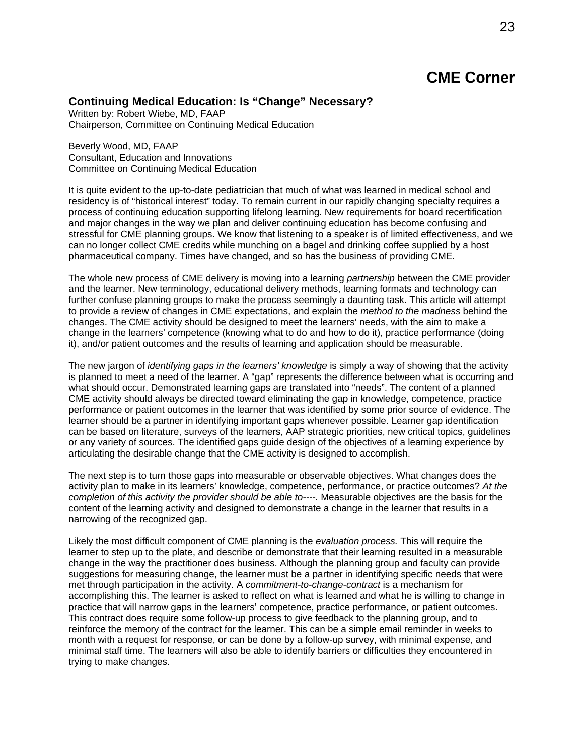# CME Corner

## Continuing Medical Education: Is "Change" Necessary?

Written by: Robert Wiebe, MD, FAAP
Chairperson, Committee on Continuing Medical Education

Beverly Wood, MD, FAAP
Consultant, Education and Innovations
Committee on Continuing Medical Education

It is quite evident to the up-to-date pediatrician that much of what was learned in medical school and residency is of "historical interest" today. To remain current in our rapidly changing specialty requires a process of continuing education supporting lifelong learning. New requirements for board recertification and major changes in the way we plan and deliver continuing education has become confusing and stressful for CME planning groups. We know that listening to a speaker is of limited effectiveness, and we can no longer collect CME credits while munching on a bagel and drinking coffee supplied by a host pharmaceutical company. Times have changed, and so has the business of providing CME.

The whole new process of CME delivery is moving into a learning *partnership* between the CME provider and the learner. New terminology, educational delivery methods, learning formats and technology can further confuse planning groups to make the process seemingly a daunting task. This article will attempt to provide a review of changes in CME expectations, and explain the *method to the madness* behind the changes. The CME activity should be designed to meet the learners' needs, with the aim to make a change in the learners' competence (knowing what to do and how to do it), practice performance (doing it), and/or patient outcomes and the results of learning and application should be measurable.

The new jargon of *identifying gaps in the learners' knowledge* is simply a way of showing that the activity is planned to meet a need of the learner. A "gap" represents the difference between what is occurring and what should occur. Demonstrated learning gaps are translated into "needs". The content of a planned CME activity should always be directed toward eliminating the gap in knowledge, competence, practice performance or patient outcomes in the learner that was identified by some prior source of evidence. The learner should be a partner in identifying important gaps whenever possible. Learner gap identification can be based on literature, surveys of the learners, AAP strategic priorities, new critical topics, guidelines or any variety of sources. The identified gaps guide design of the objectives of a learning experience by articulating the desirable change that the CME activity is designed to accomplish.

The next step is to turn those gaps into measurable or observable objectives. What changes does the activity plan to make in its learners' knowledge, competence, performance, or practice outcomes? *At the completion of this activity the provider should be able to----.* Measurable objectives are the basis for the content of the learning activity and designed to demonstrate a change in the learner that results in a narrowing of the recognized gap.

Likely the most difficult component of CME planning is the *evaluation process.* This will require the learner to step up to the plate, and describe or demonstrate that their learning resulted in a measurable change in the way the practitioner does business. Although the planning group and faculty can provide suggestions for measuring change, the learner must be a partner in identifying specific needs that were met through participation in the activity. A *commitment-to-change-contract* is a mechanism for accomplishing this. The learner is asked to reflect on what is learned and what he is willing to change in practice that will narrow gaps in the learners' competence, practice performance, or patient outcomes. This contract does require some follow-up process to give feedback to the planning group, and to reinforce the memory of the contract for the learner. This can be a simple email reminder in weeks to month with a request for response, or can be done by a follow-up survey, with minimal expense, and minimal staff time. The learners will also be able to identify barriers or difficulties they encountered in trying to make changes.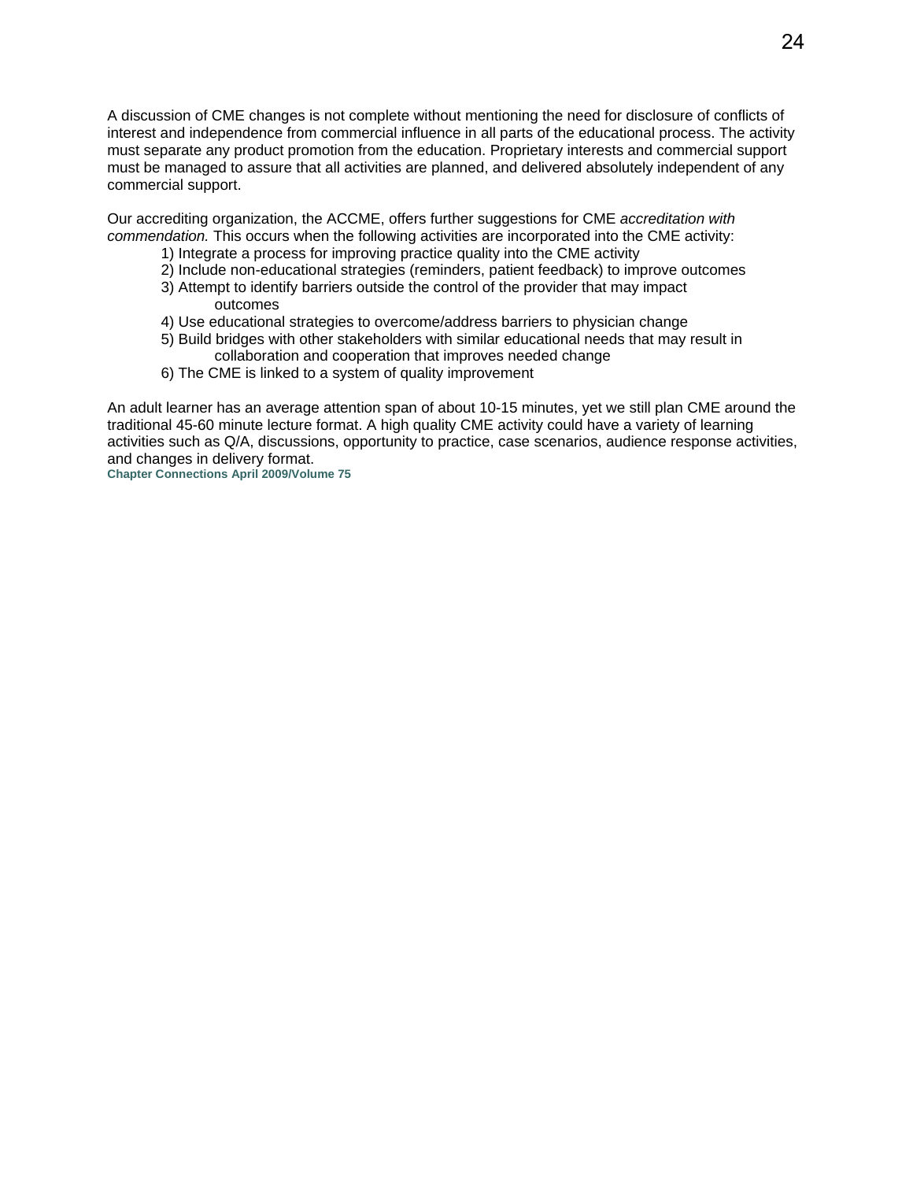A discussion of CME changes is not complete without mentioning the need for disclosure of conflicts of interest and independence from commercial influence in all parts of the educational process. The activity must separate any product promotion from the education. Proprietary interests and commercial support must be managed to assure that all activities are planned, and delivered absolutely independent of any commercial support.

Our accrediting organization, the ACCME, offers further suggestions for CME *accreditation with commendation.* This occurs when the following activities are incorporated into the CME activity:

1) Integrate a process for improving practice quality into the CME activity
2) Include non-educational strategies (reminders, patient feedback) to improve outcomes
3) Attempt to identify barriers outside the control of the provider that may impact outcomes
4) Use educational strategies to overcome/address barriers to physician change
5) Build bridges with other stakeholders with similar educational needs that may result in collaboration and cooperation that improves needed change
6) The CME is linked to a system of quality improvement

An adult learner has an average attention span of about 10-15 minutes, yet we still plan CME around the traditional 45-60 minute lecture format. A high quality CME activity could have a variety of learning activities such as Q/A, discussions, opportunity to practice, case scenarios, audience response activities, and changes in delivery format.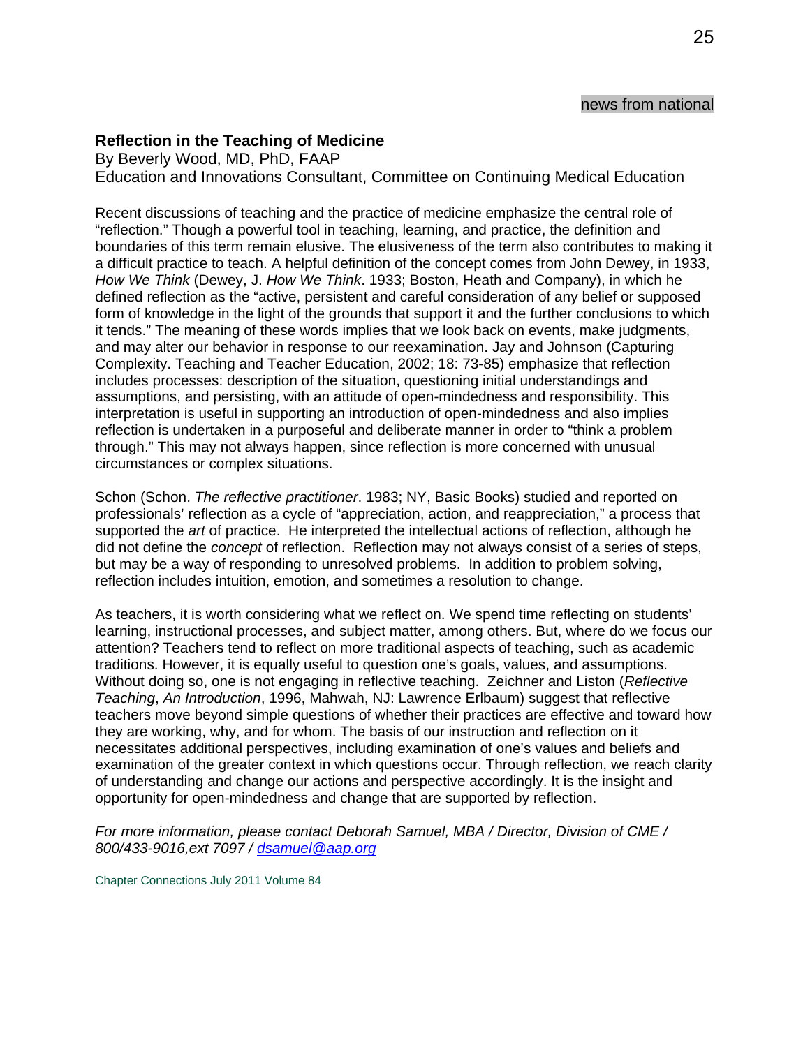news from national

## Reflection in the Teaching of Medicine

By Beverly Wood, MD, PhD, FAAP
Education and Innovations Consultant, Committee on Continuing Medical Education

Recent discussions of teaching and the practice of medicine emphasize the central role of "reflection." Though a powerful tool in teaching, learning, and practice, the definition and boundaries of this term remain elusive. The elusiveness of the term also contributes to making it a difficult practice to teach. A helpful definition of the concept comes from John Dewey, in 1933, *How We Think* (Dewey, J. *How We Think*. 1933; Boston, Heath and Company), in which he defined reflection as the "active, persistent and careful consideration of any belief or supposed form of knowledge in the light of the grounds that support it and the further conclusions to which it tends." The meaning of these words implies that we look back on events, make judgments, and may alter our behavior in response to our reexamination. Jay and Johnson (Capturing Complexity. Teaching and Teacher Education, 2002; 18: 73-85) emphasize that reflection includes processes: description of the situation, questioning initial understandings and assumptions, and persisting, with an attitude of open-mindedness and responsibility. This interpretation is useful in supporting an introduction of open-mindedness and also implies reflection is undertaken in a purposeful and deliberate manner in order to "think a problem through." This may not always happen, since reflection is more concerned with unusual circumstances or complex situations.

Schon (Schon. *The reflective practitioner*. 1983; NY, Basic Books) studied and reported on professionals' reflection as a cycle of "appreciation, action, and reappreciation," a process that supported the *art* of practice. He interpreted the intellectual actions of reflection, although he did not define the *concept* of reflection. Reflection may not always consist of a series of steps, but may be a way of responding to unresolved problems. In addition to problem solving, reflection includes intuition, emotion, and sometimes a resolution to change.

As teachers, it is worth considering what we reflect on. We spend time reflecting on students' learning, instructional processes, and subject matter, among others. But, where do we focus our attention? Teachers tend to reflect on more traditional aspects of teaching, such as academic traditions. However, it is equally useful to question one's goals, values, and assumptions. Without doing so, one is not engaging in reflective teaching. Zeichner and Liston (*Reflective Teaching*, *An Introduction*, 1996, Mahwah, NJ: Lawrence Erlbaum) suggest that reflective teachers move beyond simple questions of whether their practices are effective and toward how they are working, why, and for whom. The basis of our instruction and reflection on it necessitates additional perspectives, including examination of one's values and beliefs and examination of the greater context in which questions occur. Through reflection, we reach clarity of understanding and change our actions and perspective accordingly. It is the insight and opportunity for open-mindedness and change that are supported by reflection.

*For more information, please contact Deborah Samuel, MBA / Director, Division of CME / 800/433-9016,ext 7097 / [dsamuel@aap.org](mailto:dsamuel@aap.org)*